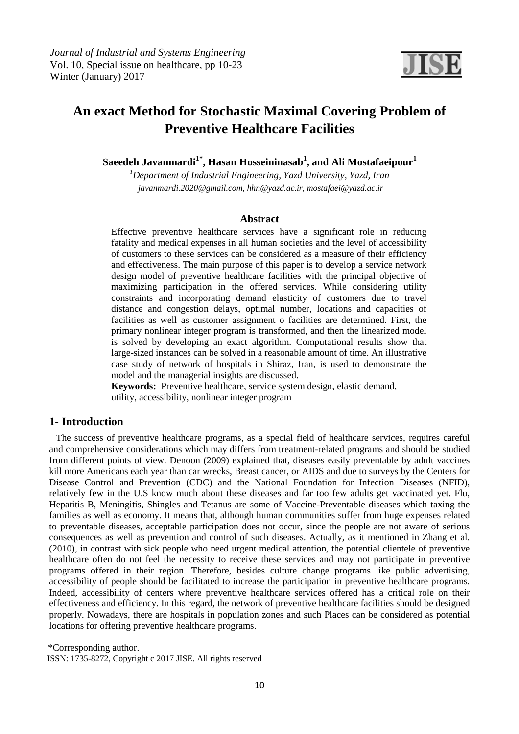# An exact Method for Stochastic Maximal Covering Problem of Preventive Healthcare Facilities

**Saeedeh Javanmardi[1*], Hasan Hosseininasab[1], and Ali Mostafaeipour[1]**

*[1]Department of Industrial Engineering, Yazd University, Yazd, Iran*

*javanmardi.2020@gmail.com, hhn@yazd.ac.ir, mostafaei@yazd.ac.ir*

## Abstract

Effective preventive healthcare services have a significant role in reducing fatality and medical expenses in all human societies and the level of accessibility of customers to these services can be considered as a measure of their efficiency and effectiveness. The main purpose of this paper is to develop a service network design model of preventive healthcare facilities with the principal objective of maximizing participation in the offered services. While considering utility constraints and incorporating demand elasticity of customers due to travel distance and congestion delays, optimal number, locations and capacities of facilities as well as customer assignment o facilities are determined. First, the primary nonlinear integer program is transformed, and then the linearized model is solved by developing an exact algorithm. Computational results show that large-sized instances can be solved in a reasonable amount of time. An illustrative case study of network of hospitals in Shiraz, Iran, is used to demonstrate the model and the managerial insights are discussed.

**Keywords:** Preventive healthcare, service system design, elastic demand, utility, accessibility, nonlinear integer program

## 1- Introduction

The success of preventive healthcare programs, as a special field of healthcare services, requires careful and comprehensive considerations which may differs from treatment-related programs and should be studied from different points of view. Denoon (2009) explained that, diseases easily preventable by adult vaccines kill more Americans each year than car wrecks, Breast cancer, or AIDS and due to surveys by the Centers for Disease Control and Prevention (CDC) and the National Foundation for Infection Diseases (NFID), relatively few in the U.S know much about these diseases and far too few adults get vaccinated yet. Flu, Hepatitis B, Meningitis, Shingles and Tetanus are some of Vaccine-Preventable diseases which taxing the families as well as economy. It means that, although human communities suffer from huge expenses related to preventable diseases, acceptable participation does not occur, since the people are not aware of serious consequences as well as prevention and control of such diseases. Actually, as it mentioned in Zhang et al. (2010), in contrast with sick people who need urgent medical attention, the potential clientele of preventive healthcare often do not feel the necessity to receive these services and may not participate in preventive programs offered in their region. Therefore, besides culture change programs like public advertising, accessibility of people should be facilitated to increase the participation in preventive healthcare programs. Indeed, accessibility of centers where preventive healthcare services offered has a critical role on their effectiveness and efficiency. In this regard, the network of preventive healthcare facilities should be designed properly. Nowadays, there are hospitals in population zones and such Places can be considered as potential locations for offering preventive healthcare programs.

*Corresponding author.

ISSN: 1735-8272, Copyright c 2017 JISE. All rights reserved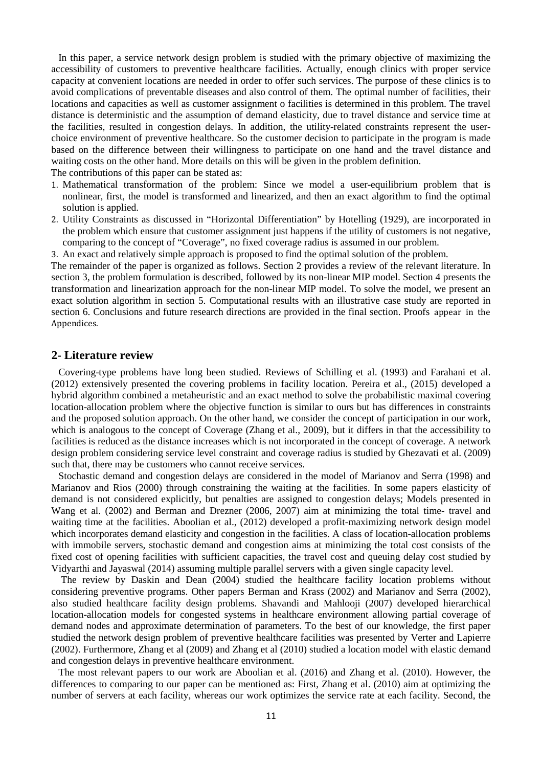In this paper, a service network design problem is studied with the primary objective of maximizing the accessibility of customers to preventive healthcare facilities. Actually, enough clinics with proper service capacity at convenient locations are needed in order to offer such services. The purpose of these clinics is to avoid complications of preventable diseases and also control of them. The optimal number of facilities, their locations and capacities as well as customer assignment o facilities is determined in this problem. The travel distance is deterministic and the assumption of demand elasticity, due to travel distance and service time at the facilities, resulted in congestion delays. In addition, the utility-related constraints represent the user-choice environment of preventive healthcare. So the customer decision to participate in the program is made based on the difference between their willingness to participate on one hand and the travel distance and waiting costs on the other hand. More details on this will be given in the problem definition.

The contributions of this paper can be stated as:

1. Mathematical transformation of the problem: Since we model a user-equilibrium problem that is nonlinear, first, the model is transformed and linearized, and then an exact algorithm to find the optimal solution is applied.
2. Utility Constraints as discussed in "Horizontal Differentiation" by Hotelling (1929), are incorporated in the problem which ensure that customer assignment just happens if the utility of customers is not negative, comparing to the concept of "Coverage", no fixed coverage radius is assumed in our problem.
3. An exact and relatively simple approach is proposed to find the optimal solution of the problem.

The remainder of the paper is organized as follows. Section 2 provides a review of the relevant literature. In section 3, the problem formulation is described, followed by its non-linear MIP model. Section 4 presents the transformation and linearization approach for the non-linear MIP model. To solve the model, we present an exact solution algorithm in section 5. Computational results with an illustrative case study are reported in section 6. Conclusions and future research directions are provided in the final section. Proofs appear in the Appendices.

## 2- Literature review

Covering-type problems have long been studied. Reviews of Schilling et al. (1993) and Farahani et al. (2012) extensively presented the covering problems in facility location. Pereira et al., (2015) developed a hybrid algorithm combined a metaheuristic and an exact method to solve the probabilistic maximal covering location-allocation problem where the objective function is similar to ours but has differences in constraints and the proposed solution approach. On the other hand, we consider the concept of participation in our work, which is analogous to the concept of Coverage (Zhang et al., 2009), but it differs in that the accessibility to facilities is reduced as the distance increases which is not incorporated in the concept of coverage. A network design problem considering service level constraint and coverage radius is studied by Ghezavati et al. (2009) such that, there may be customers who cannot receive services.

Stochastic demand and congestion delays are considered in the model of Marianov and Serra (1998) and Marianov and Rios (2000) through constraining the waiting at the facilities. In some papers elasticity of demand is not considered explicitly, but penalties are assigned to congestion delays; Models presented in Wang et al. (2002) and Berman and Drezner (2006, 2007) aim at minimizing the total time- travel and waiting time at the facilities. Aboolian et al., (2012) developed a profit-maximizing network design model which incorporates demand elasticity and congestion in the facilities. A class of location-allocation problems with immobile servers, stochastic demand and congestion aims at minimizing the total cost consists of the fixed cost of opening facilities with sufficient capacities, the travel cost and queuing delay cost studied by Vidyarthi and Jayaswal (2014) assuming multiple parallel servers with a given single capacity level.

The review by Daskin and Dean (2004) studied the healthcare facility location problems without considering preventive programs. Other papers Berman and Krass (2002) and Marianov and Serra (2002), also studied healthcare facility design problems. Shavandi and Mahlooji (2007) developed hierarchical location-allocation models for congested systems in healthcare environment allowing partial coverage of demand nodes and approximate determination of parameters. To the best of our knowledge, the first paper studied the network design problem of preventive healthcare facilities was presented by Verter and Lapierre (2002). Furthermore, Zhang et al (2009) and Zhang et al (2010) studied a location model with elastic demand and congestion delays in preventive healthcare environment.

The most relevant papers to our work are Aboolian et al. (2016) and Zhang et al. (2010). However, the differences to comparing to our paper can be mentioned as: First, Zhang et al. (2010) aim at optimizing the number of servers at each facility, whereas our work optimizes the service rate at each facility. Second, the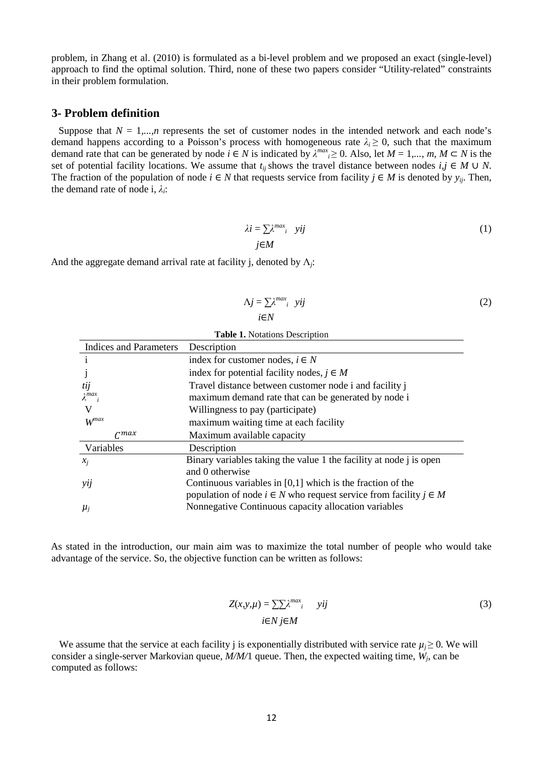problem, in Zhang et al. (2010) is formulated as a bi-level problem and we proposed an exact (single-level) approach to find the optimal solution. Third, none of these two papers consider "Utility-related" constraints in their problem formulation.

## 3- Problem definition

Suppose that $N = 1,...,n$ represents the set of customer nodes in the intended network and each node's demand happens according to a Poisson's process with homogeneous rate $\lambda_i \geq 0$, such that the maximum demand rate that can be generated by node $i \in N$ is indicated by $\lambda^{max}_i \geq 0$. Also, let $M = 1,..., m$, $M \subset N$ is the set of potential facility locations. We assume that $t_{ij}$ shows the travel distance between nodes $i,j \in M \cup N$. The fraction of the population of node $i \in N$ that requests service from facility $j \in M$ is denoted by $y_{ij}$. Then, the demand rate of node i, $\lambda_i$:

$$\lambda i = \sum_{j \in M} \lambda^{max}_i \; yij \tag{1}$$

And the aggregate demand arrival rate at facility j, denoted by $\Lambda_j$:

$$\Lambda j = \sum_{i \in N} \lambda^{max}_i \; yij \tag{2}$$

**Table 1.** Notations Description

| Indices and Parameters | Description |
|---|---|
| i | index for customer nodes, $i \in N$ |
| j | index for potential facility nodes, $j \in M$ |
| $tij$ | Travel distance between customer node i and facility j |
| $\lambda^{max}_i$ | maximum demand rate that can be generated by node i |
| V | Willingness to pay (participate) |
| $W^{max}$ | maximum waiting time at each facility |
| $C^{max}$ | Maximum available capacity |
| **Variables** | **Description** |
| $x_j$ | Binary variables taking the value 1 the facility at node j is open and 0 otherwise |
| $yij$ | Continuous variables in [0,1] which is the fraction of the population of node $i \in N$ who request service from facility $j \in M$ |
| $\mu_j$ | Nonnegative Continuous capacity allocation variables |

As stated in the introduction, our main aim was to maximize the total number of people who would take advantage of the service. So, the objective function can be written as follows:

$$Z(x,y,\mu) = \sum_{i \in N} \sum_{j \in M} \lambda^{max}_i \quad yij \tag{3}$$

We assume that the service at each facility j is exponentially distributed with service rate $\mu_j \geq 0$. We will consider a single-server Markovian queue, *M/M/*1 queue. Then, the expected waiting time, $W_j$, can be computed as follows: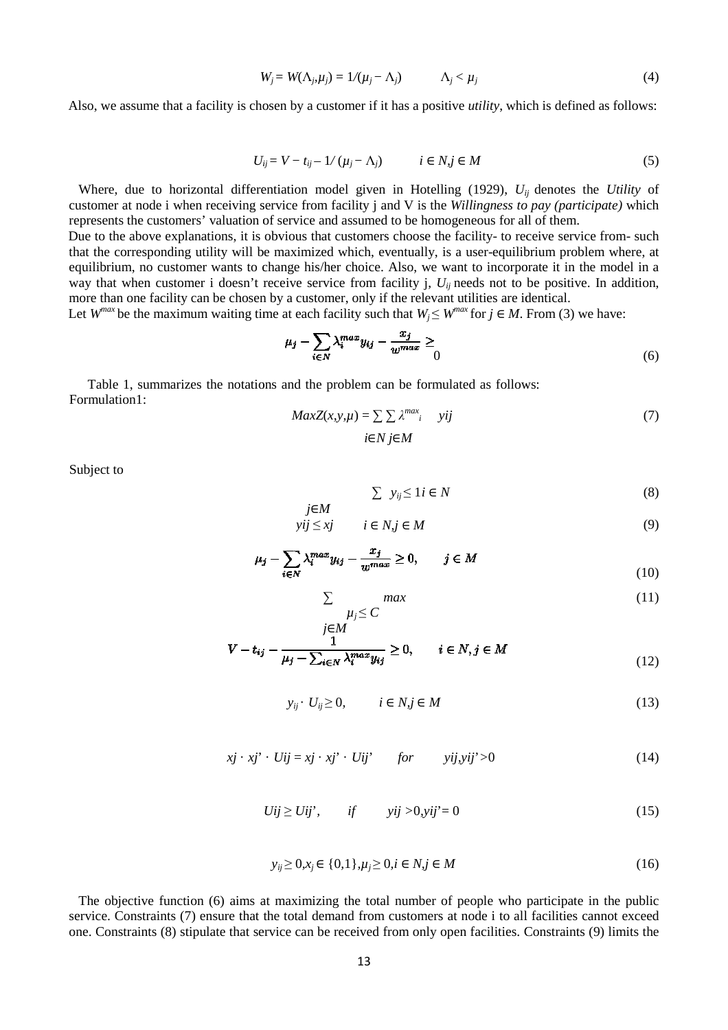$$W_j = W(\Lambda_j,\mu_j) = 1/(\mu_j - \Lambda_j) \qquad \Lambda_j < \mu_j \tag{4}$$

Also, we assume that a facility is chosen by a customer if it has a positive *utility*, which is defined as follows:

$$U_{ij} = V - t_{ij} - 1/(\mu_j - \Lambda_j) \qquad i \in N, j \in M \tag{5}$$

Where, due to horizontal differentiation model given in Hotelling (1929), $U_{ij}$ denotes the *Utility* of customer at node i when receiving service from facility j and V is the *Willingness to pay (participate)* which represents the customers' valuation of service and assumed to be homogeneous for all of them.

Due to the above explanations, it is obvious that customers choose the facility- to receive service from- such that the corresponding utility will be maximized which, eventually, is a user-equilibrium problem where, at equilibrium, no customer wants to change his/her choice. Also, we want to incorporate it in the model in a way that when customer i doesn't receive service from facility j, $U_{ij}$ needs not to be positive. In addition, more than one facility can be chosen by a customer, only if the relevant utilities are identical.

Let $W^{max}$ be the maximum waiting time at each facility such that $W_j \le W^{max}$ for $j \in M$. From (3) we have:

$$\mu_j - \sum_{i\in N} \lambda_i^{max} y_{ij} - \frac{x_j}{w^{max}} \ge 0 \tag{6}$$

Table 1, summarizes the notations and the problem can be formulated as follows:

Formulation1:

$$Max Z(x,y,\mu) = \sum_{i\in N}\sum_{j\in M} \lambda_i^{max} y_{ij} \tag{7}$$

Subject to

$$\sum_{j\in M} y_{ij} \le 1 \quad i \in N \tag{8}$$

$$y_{ij} \le x_j \qquad i \in N, j \in M \tag{9}$$

$$\mu_j - \sum_{i\in N} \lambda_i^{max} y_{ij} - \frac{x_j}{w^{max}} \ge 0, \qquad j \in M \tag{10}$$

$$\sum_{j\in M} \mu_j \le C^{max} \tag{11}$$

$$V - t_{ij} - \frac{1}{\mu_j - \sum_{i\in N} \lambda_i^{max} y_{ij}} \ge 0, \qquad i \in N, j \in M \tag{12}$$

$$y_{ij} \cdot U_{ij} \ge 0, \qquad i \in N, j \in M \tag{13}$$

$$x_j \cdot x_{j'} \cdot U_{ij} = x_j \cdot x_{j'} \cdot U_{ij'} \qquad for \qquad y_{ij}, y_{ij'} > 0 \tag{14}$$

$$U_{ij} \ge U_{ij'}, \qquad if \qquad y_{ij} > 0, y_{ij'} = 0 \tag{15}$$

$$y_{ij} \ge 0, x_j \in \{0,1\}, \mu_j \ge 0, i \in N, j \in M \tag{16}$$

The objective function (6) aims at maximizing the total number of people who participate in the public service. Constraints (7) ensure that the total demand from customers at node i to all facilities cannot exceed one. Constraints (8) stipulate that service can be received from only open facilities. Constraints (9) limits the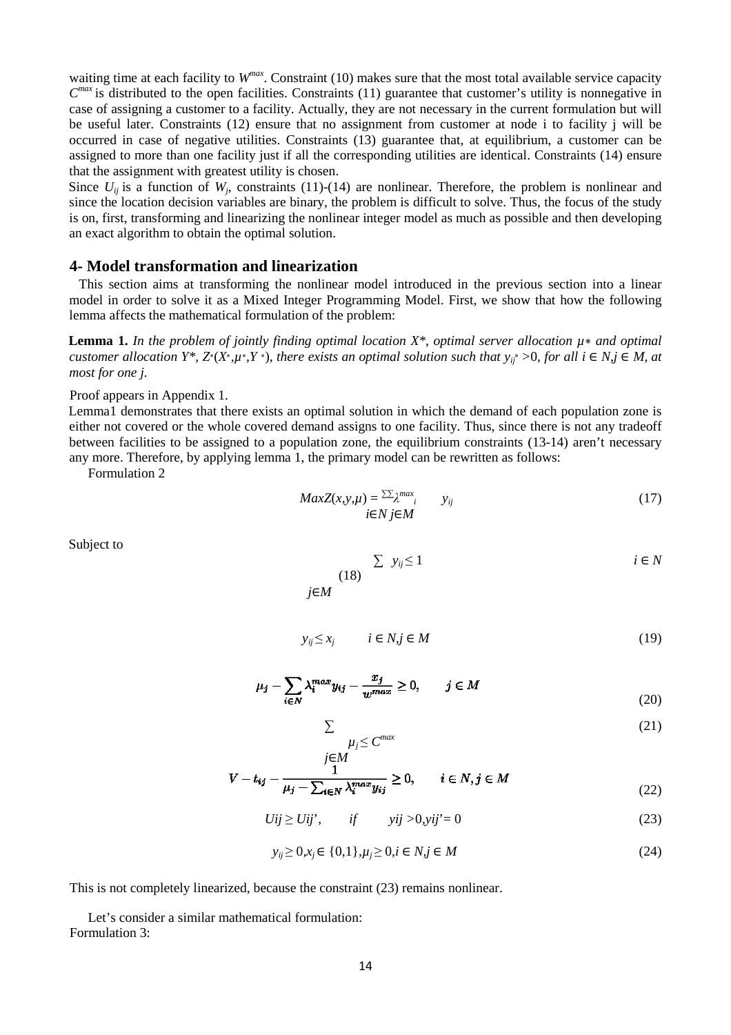waiting time at each facility to $W^{max}$. Constraint (10) makes sure that the most total available service capacity $C^{max}$ is distributed to the open facilities. Constraints (11) guarantee that customer's utility is nonnegative in case of assigning a customer to a facility. Actually, they are not necessary in the current formulation but will be useful later. Constraints (12) ensure that no assignment from customer at node i to facility j will be occurred in case of negative utilities. Constraints (13) guarantee that, at equilibrium, a customer can be assigned to more than one facility just if all the corresponding utilities are identical. Constraints (14) ensure that the assignment with greatest utility is chosen.

Since $U_{ij}$ is a function of $W_j$, constraints (11)-(14) are nonlinear. Therefore, the problem is nonlinear and since the location decision variables are binary, the problem is difficult to solve. Thus, the focus of the study is on, first, transforming and linearizing the nonlinear integer model as much as possible and then developing an exact algorithm to obtain the optimal solution.

## 4- Model transformation and linearization

This section aims at transforming the nonlinear model introduced in the previous section into a linear model in order to solve it as a Mixed Integer Programming Model. First, we show that how the following lemma affects the mathematical formulation of the problem:

**Lemma 1.** *In the problem of jointly finding optimal location $X^*$, optimal server allocation $\mu^*$ and optimal customer allocation $Y^*$, $Z^*(X^*,\mu^*,Y^*)$, there exists an optimal solution such that $y_{ij}^* > 0$, for all $i \in N, j \in M$, at most for one j.*

Proof appears in Appendix 1.

Lemma1 demonstrates that there exists an optimal solution in which the demand of each population zone is either not covered or the whole covered demand assigns to one facility. Thus, since there is not any tradeoff between facilities to be assigned to a population zone, the equilibrium constraints (13-14) aren't necessary any more. Therefore, by applying lemma 1, the primary model can be rewritten as follows:

Formulation 2

$$Max Z(x,y,\mu) = \sum_{i\in N}\sum_{j\in M} \lambda_i^{max} y_{ij} \tag{17}$$

Subject to

$$\sum_{j\in M} y_{ij} \leq 1 \qquad i \in N \tag{18}$$

$$y_{ij} \leq x_j \qquad i \in N, j \in M \tag{19}$$

$$\mu_j - \sum_{i\in N} \lambda_i^{max} y_{ij} - \frac{x_j}{w^{max}} \geq 0, \qquad j \in M \tag{20}$$

$$\sum_{j\in M} \mu_j \leq C^{max} \tag{21}$$

$$V - t_{ij} - \frac{1}{\mu_j - \sum_{i\in N} \lambda_i^{max} y_{ij}} \geq 0, \qquad i \in N, j \in M \tag{22}$$

$$U_{ij} \geq U_{ij'}, \qquad if \qquad y_{ij} > 0, y_{ij'} = 0 \tag{23}$$

$$y_{ij} \geq 0, x_j \in \{0,1\}, \mu_j \geq 0, i \in N, j \in M \tag{24}$$

This is not completely linearized, because the constraint (23) remains nonlinear.

Let's consider a similar mathematical formulation:

Formulation 3: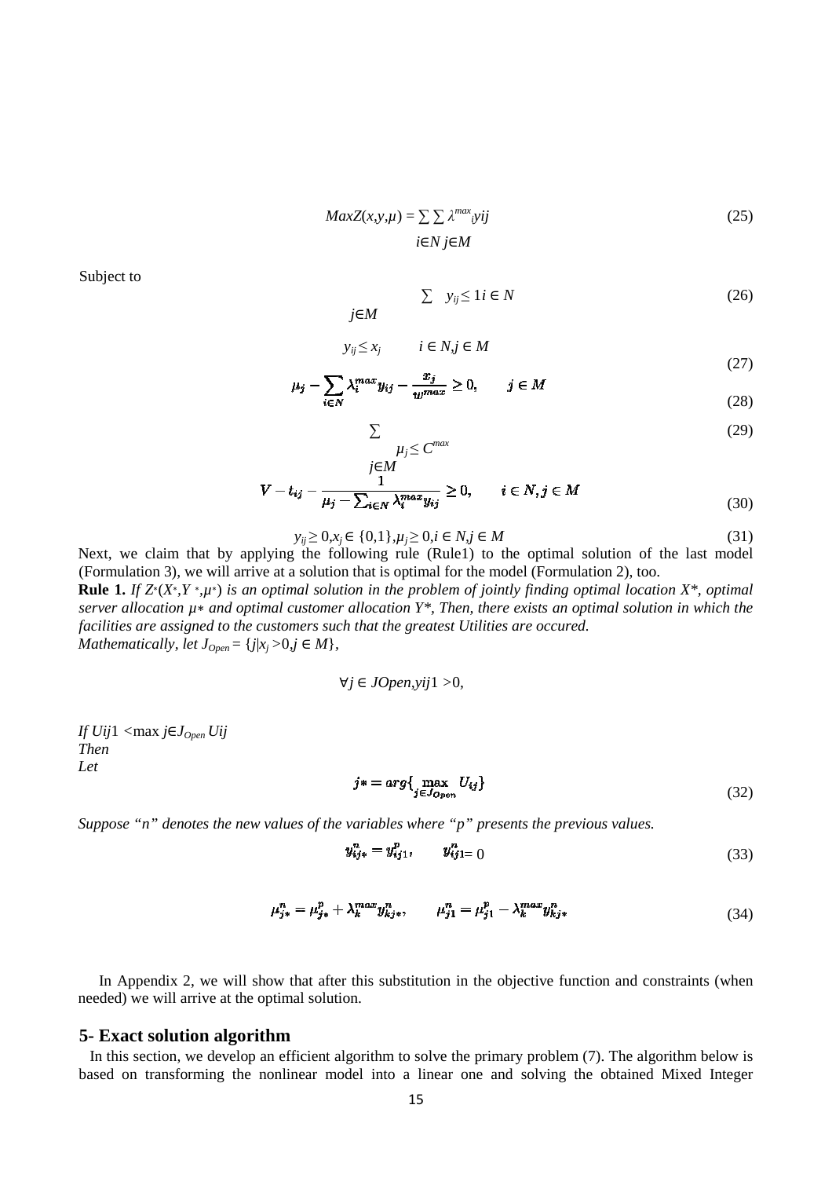$$Max Z(x,y,\mu) = \sum_{i \in N} \sum_{j \in M} \lambda_i^{max} y_{ij} \tag{25}$$

Subject to

$$\sum_{j \in M} y_{ij} \leq 1 \quad i \in N \tag{26}$$

$$y_{ij} \leq x_j \qquad i \in N, j \in M \tag{27}$$

$$\mu_j - \sum_{i \in N} \lambda_i^{max} y_{ij} - \frac{x_j}{w^{max}} \geq 0, \qquad j \in M \tag{28}$$

$$\sum_{j \in M} \mu_j \leq C^{max} \tag{29}$$

$$V - t_{ij} - \frac{1}{\mu_j - \sum_{i \in N} \lambda_i^{max} y_{ij}} \geq 0, \qquad i \in N, j \in M \tag{30}$$

$$y_{ij} \geq 0, x_j \in \{0,1\}, \mu_j \geq 0, i \in N, j \in M \tag{31}$$

Next, we claim that by applying the following rule (Rule1) to the optimal solution of the last model (Formulation 3), we will arrive at a solution that is optimal for the model (Formulation 2), too.

**Rule 1.** *If $Z^*(X^*,Y^*,\mu^*)$ is an optimal solution in the problem of jointly finding optimal location $X^*$, optimal server allocation $\mu^*$ and optimal customer allocation $Y^*$, Then, there exists an optimal solution in which the facilities are assigned to the customers such that the greatest Utilities are occured.*
*Mathematically, let $J_{Open} = \{j | x_j > 0, j \in M\}$,*

$$\forall j \in J_{Open}, y_{ij1} > 0,$$

*If $U_{ij1} < \max_{j \in J_{Open}} U_{ij}$*
*Then*
*Let*

$$j* = arg\{\max_{j \in J_{Open}} U_{ij}\} \tag{32}$$

*Suppose "n" denotes the new values of the variables where "p" presents the previous values.*

$$y_{ij*}^n = y_{ij1}^p, \qquad y_{ij1}^n = 0 \tag{33}$$

$$\mu_{j*}^n = \mu_{j*}^p + \lambda_k^{max} y_{kj*}^n, \qquad \mu_{j1}^n = \mu_{j1}^p - \lambda_k^{max} y_{kj*}^n \tag{34}$$

In Appendix 2, we will show that after this substitution in the objective function and constraints (when needed) we will arrive at the optimal solution.

## 5- Exact solution algorithm

In this section, we develop an efficient algorithm to solve the primary problem (7). The algorithm below is based on transforming the nonlinear model into a linear one and solving the obtained Mixed Integer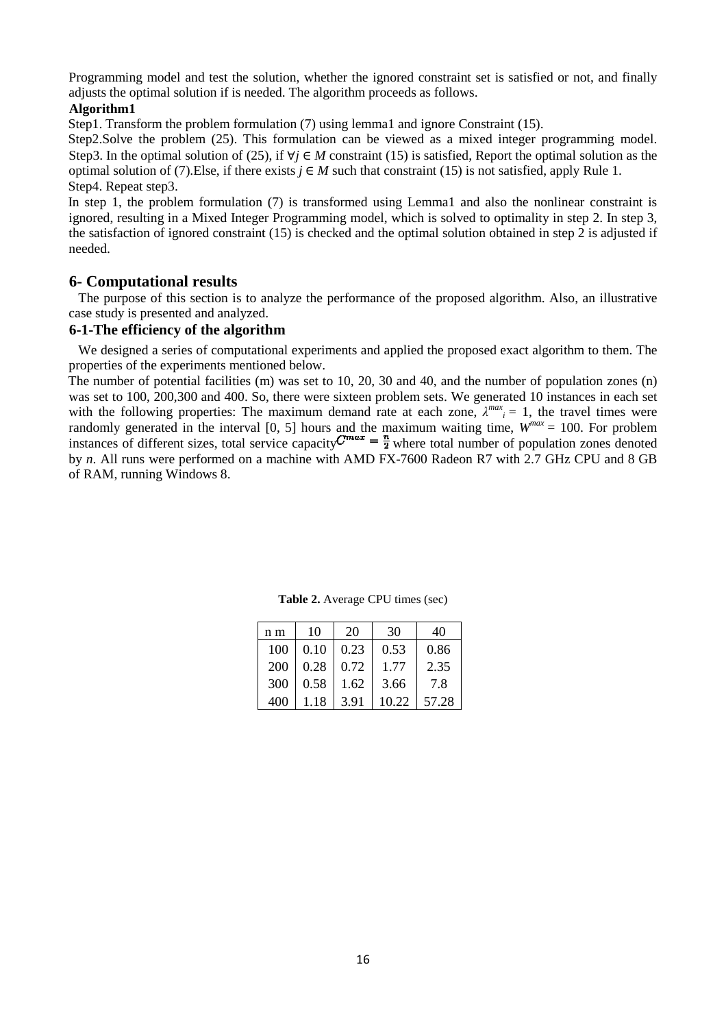Programming model and test the solution, whether the ignored constraint set is satisfied or not, and finally adjusts the optimal solution if is needed. The algorithm proceeds as follows.

**Algorithm1**

Step1. Transform the problem formulation (7) using lemma1 and ignore Constraint (15).

Step2.Solve the problem (25). This formulation can be viewed as a mixed integer programming model.

Step3. In the optimal solution of (25), if $\forall j \in M$ constraint (15) is satisfied, Report the optimal solution as the optimal solution of (7).Else, if there exists $j \in M$ such that constraint (15) is not satisfied, apply Rule 1.

Step4. Repeat step3.

In step 1, the problem formulation (7) is transformed using Lemma1 and also the nonlinear constraint is ignored, resulting in a Mixed Integer Programming model, which is solved to optimality in step 2. In step 3, the satisfaction of ignored constraint (15) is checked and the optimal solution obtained in step 2 is adjusted if needed.

## 6- Computational results

The purpose of this section is to analyze the performance of the proposed algorithm. Also, an illustrative case study is presented and analyzed.

### 6-1-The efficiency of the algorithm

We designed a series of computational experiments and applied the proposed exact algorithm to them. The properties of the experiments mentioned below.

The number of potential facilities (m) was set to 10, 20, 30 and 40, and the number of population zones (n) was set to 100, 200,300 and 400. So, there were sixteen problem sets. We generated 10 instances in each set with the following properties: The maximum demand rate at each zone, $\lambda^{max}_i = 1$, the travel times were randomly generated in the interval [0, 5] hours and the maximum waiting time, $W^{max} = 100$. For problem instances of different sizes, total service capacity $C^{max} = \frac{n}{2}$ where total number of population zones denoted by $n$. All runs were performed on a machine with AMD FX-7600 Radeon R7 with 2.7 GHz CPU and 8 GB of RAM, running Windows 8.

**Table 2.** Average CPU times (sec)

| n m | 10 | 20 | 30 | 40 |
|---|---|---|---|---|
| 100 | 0.10 | 0.23 | 0.53 | 0.86 |
| 200 | 0.28 | 0.72 | 1.77 | 2.35 |
| 300 | 0.58 | 1.62 | 3.66 | 7.8 |
| 400 | 1.18 | 3.91 | 10.22 | 57.28 |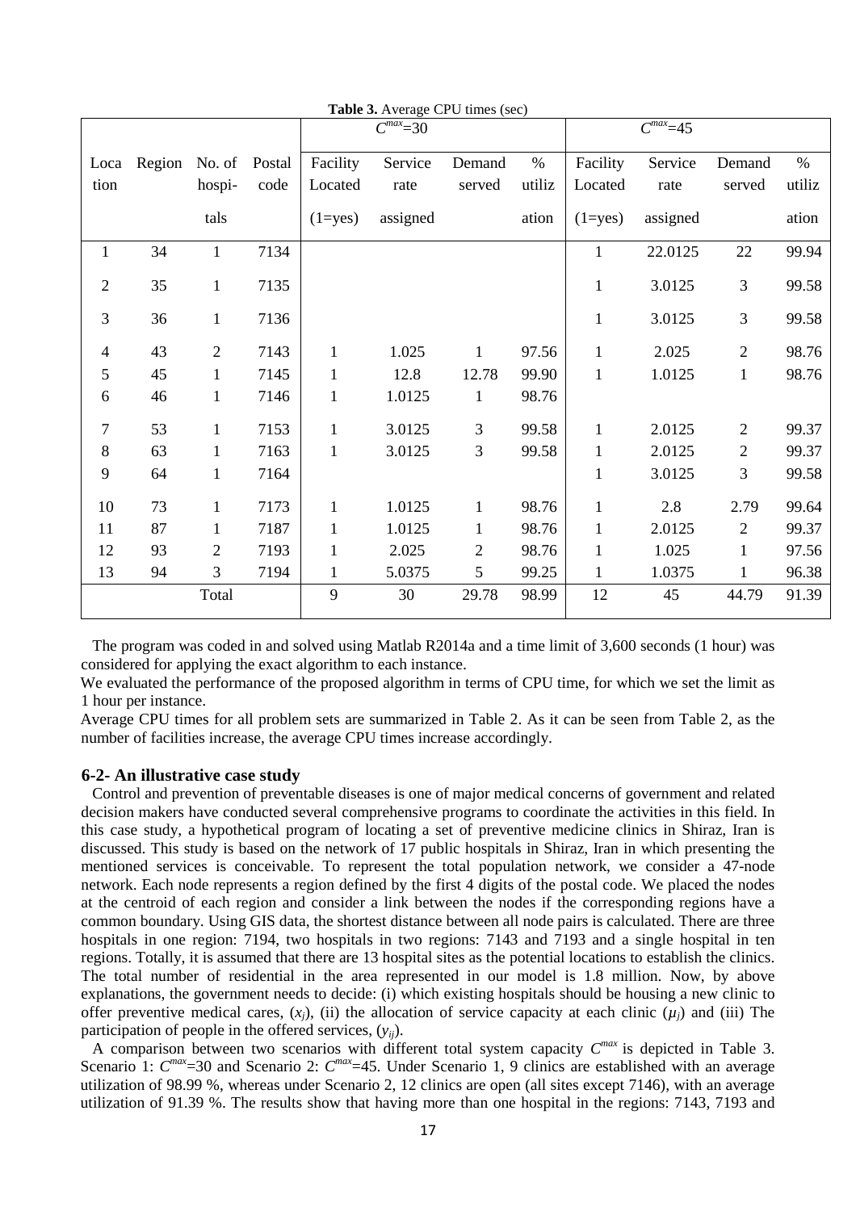**Table 3.** Average CPU times (sec)

| Location | Region | No. of hospitals | Postal code | $C^{max}$=30 Facility Located (1=yes) | Service rate assigned | Demand served | % utilization | $C^{max}$=45 Facility Located (1=yes) | Service rate assigned | Demand served | % utilization |
|---|---|---|---|---|---|---|---|---|---|---|---|
| 1 | 34 | 1 | 7134 | | | | | 1 | 22.0125 | 22 | 99.94 |
| 2 | 35 | 1 | 7135 | | | | | 1 | 3.0125 | 3 | 99.58 |
| 3 | 36 | 1 | 7136 | | | | | 1 | 3.0125 | 3 | 99.58 |
| 4 | 43 | 2 | 7143 | 1 | 1.025 | 1 | 97.56 | 1 | 2.025 | 2 | 98.76 |
| 5 | 45 | 1 | 7145 | 1 | 12.8 | 12.78 | 99.90 | 1 | 1.0125 | 1 | 98.76 |
| 6 | 46 | 1 | 7146 | 1 | 1.0125 | 1 | 98.76 | | | | |
| 7 | 53 | 1 | 7153 | 1 | 3.0125 | 3 | 99.58 | 1 | 2.0125 | 2 | 99.37 |
| 8 | 63 | 1 | 7163 | 1 | 3.0125 | 3 | 99.58 | 1 | 2.0125 | 2 | 99.37 |
| 9 | 64 | 1 | 7164 | | | | | 1 | 3.0125 | 3 | 99.58 |
| 10 | 73 | 1 | 7173 | 1 | 1.0125 | 1 | 98.76 | 1 | 2.8 | 2.79 | 99.64 |
| 11 | 87 | 1 | 7187 | 1 | 1.0125 | 1 | 98.76 | 1 | 2.0125 | 2 | 99.37 |
| 12 | 93 | 2 | 7193 | 1 | 2.025 | 2 | 98.76 | 1 | 1.025 | 1 | 97.56 |
| 13 | 94 | 3 | 7194 | 1 | 5.0375 | 5 | 99.25 | 1 | 1.0375 | 1 | 96.38 |
| | | Total | | 9 | 30 | 29.78 | 98.99 | 12 | 45 | 44.79 | 91.39 |

The program was coded in and solved using Matlab R2014a and a time limit of 3,600 seconds (1 hour) was considered for applying the exact algorithm to each instance.

We evaluated the performance of the proposed algorithm in terms of CPU time, for which we set the limit as 1 hour per instance.

Average CPU times for all problem sets are summarized in Table 2. As it can be seen from Table 2, as the number of facilities increase, the average CPU times increase accordingly.

## 6-2- An illustrative case study

Control and prevention of preventable diseases is one of major medical concerns of government and related decision makers have conducted several comprehensive programs to coordinate the activities in this field. In this case study, a hypothetical program of locating a set of preventive medicine clinics in Shiraz, Iran is discussed. This study is based on the network of 17 public hospitals in Shiraz, Iran in which presenting the mentioned services is conceivable. To represent the total population network, we consider a 47-node network. Each node represents a region defined by the first 4 digits of the postal code. We placed the nodes at the centroid of each region and consider a link between the nodes if the corresponding regions have a common boundary. Using GIS data, the shortest distance between all node pairs is calculated. There are three hospitals in one region: 7194, two hospitals in two regions: 7143 and 7193 and a single hospital in ten regions. Totally, it is assumed that there are 13 hospital sites as the potential locations to establish the clinics. The total number of residential in the area represented in our model is 1.8 million. Now, by above explanations, the government needs to decide: (i) which existing hospitals should be housing a new clinic to offer preventive medical cares, ($x_j$), (ii) the allocation of service capacity at each clinic ($\mu_j$) and (iii) The participation of people in the offered services, ($y_{ij}$).

A comparison between two scenarios with different total system capacity $C^{max}$ is depicted in Table 3. Scenario 1: $C^{max}$=30 and Scenario 2: $C^{max}$=45. Under Scenario 1, 9 clinics are established with an average utilization of 98.99 %, whereas under Scenario 2, 12 clinics are open (all sites except 7146), with an average utilization of 91.39 %. The results show that having more than one hospital in the regions: 7143, 7193 and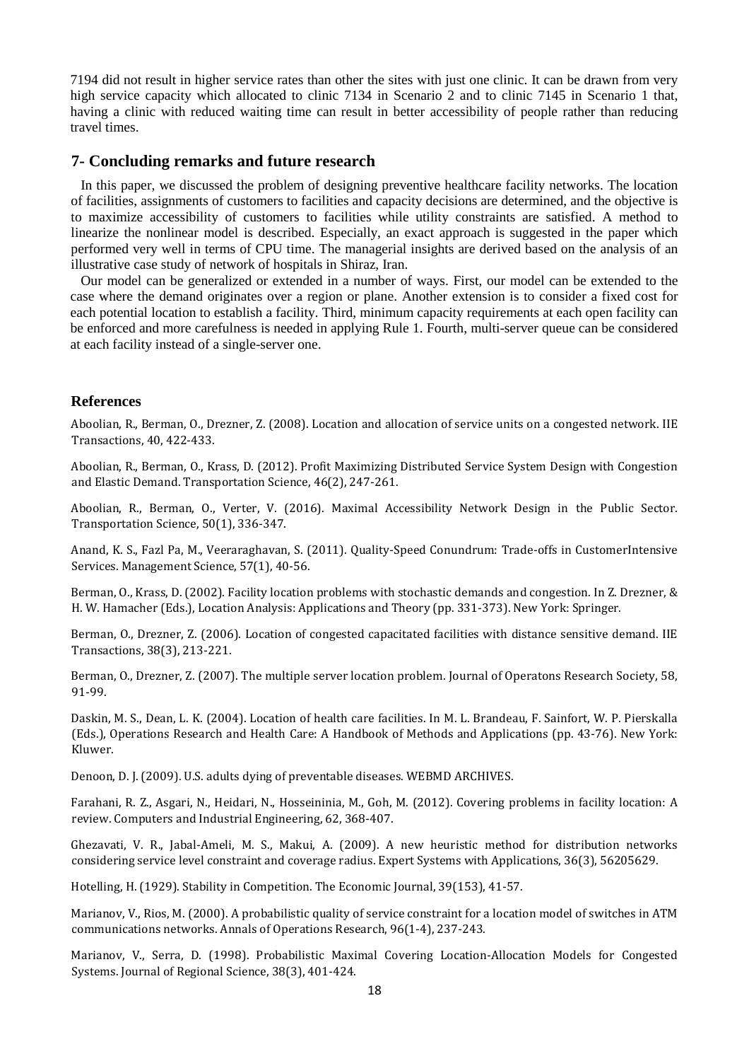7194 did not result in higher service rates than other the sites with just one clinic. It can be drawn from very high service capacity which allocated to clinic 7134 in Scenario 2 and to clinic 7145 in Scenario 1 that, having a clinic with reduced waiting time can result in better accessibility of people rather than reducing travel times.

## 7- Concluding remarks and future research

In this paper, we discussed the problem of designing preventive healthcare facility networks. The location of facilities, assignments of customers to facilities and capacity decisions are determined, and the objective is to maximize accessibility of customers to facilities while utility constraints are satisfied. A method to linearize the nonlinear model is described. Especially, an exact approach is suggested in the paper which performed very well in terms of CPU time. The managerial insights are derived based on the analysis of an illustrative case study of network of hospitals in Shiraz, Iran.

Our model can be generalized or extended in a number of ways. First, our model can be extended to the case where the demand originates over a region or plane. Another extension is to consider a fixed cost for each potential location to establish a facility. Third, minimum capacity requirements at each open facility can be enforced and more carefulness is needed in applying Rule 1. Fourth, multi-server queue can be considered at each facility instead of a single-server one.

## References

Aboolian, R., Berman, O., Drezner, Z. (2008). Location and allocation of service units on a congested network. IIE Transactions, 40, 422-433.

Aboolian, R., Berman, O., Krass, D. (2012). Profit Maximizing Distributed Service System Design with Congestion and Elastic Demand. Transportation Science, 46(2), 247-261.

Aboolian, R., Berman, O., Verter, V. (2016). Maximal Accessibility Network Design in the Public Sector. Transportation Science, 50(1), 336-347.

Anand, K. S., Fazl Pa, M., Veeraraghavan, S. (2011). Quality-Speed Conundrum: Trade-offs in CustomerIntensive Services. Management Science, 57(1), 40-56.

Berman, O., Krass, D. (2002). Facility location problems with stochastic demands and congestion. In Z. Drezner, & H. W. Hamacher (Eds.), Location Analysis: Applications and Theory (pp. 331-373). New York: Springer.

Berman, O., Drezner, Z. (2006). Location of congested capacitated facilities with distance sensitive demand. IIE Transactions, 38(3), 213-221.

Berman, O., Drezner, Z. (2007). The multiple server location problem. Journal of Operatons Research Society, 58, 91-99.

Daskin, M. S., Dean, L. K. (2004). Location of health care facilities. In M. L. Brandeau, F. Sainfort, W. P. Pierskalla (Eds.), Operations Research and Health Care: A Handbook of Methods and Applications (pp. 43-76). New York: Kluwer.

Denoon, D. J. (2009). U.S. adults dying of preventable diseases. WEBMD ARCHIVES.

Farahani, R. Z., Asgari, N., Heidari, N., Hosseininia, M., Goh, M. (2012). Covering problems in facility location: A review. Computers and Industrial Engineering, 62, 368-407.

Ghezavati, V. R., Jabal-Ameli, M. S., Makui, A. (2009). A new heuristic method for distribution networks considering service level constraint and coverage radius. Expert Systems with Applications, 36(3), 56205629.

Hotelling, H. (1929). Stability in Competition. The Economic Journal, 39(153), 41-57.

Marianov, V., Rios, M. (2000). A probabilistic quality of service constraint for a location model of switches in ATM communications networks. Annals of Operations Research, 96(1-4), 237-243.

Marianov, V., Serra, D. (1998). Probabilistic Maximal Covering Location-Allocation Models for Congested Systems. Journal of Regional Science, 38(3), 401-424.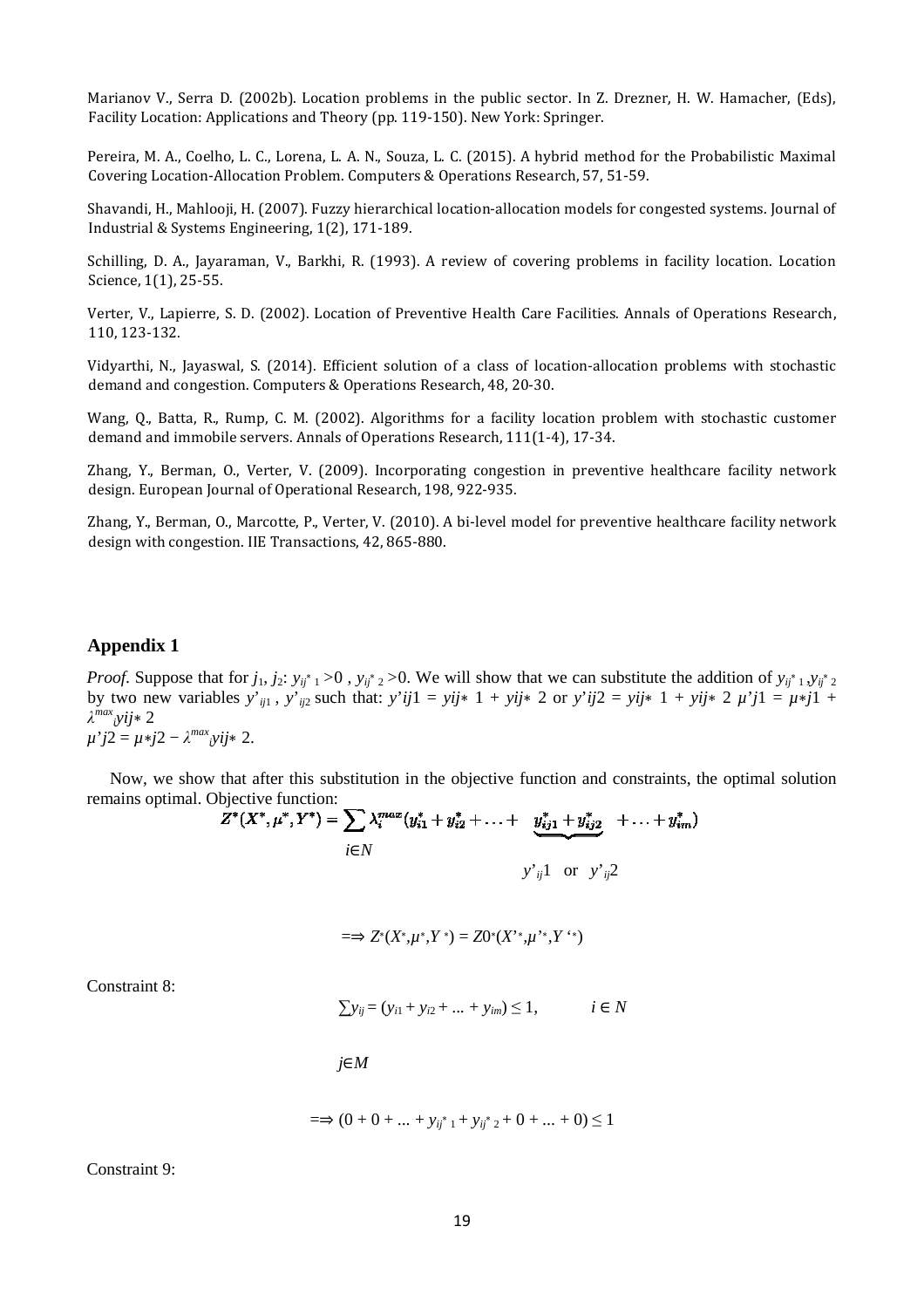Marianov V., Serra D. (2002b). Location problems in the public sector. In Z. Drezner, H. W. Hamacher, (Eds), Facility Location: Applications and Theory (pp. 119-150). New York: Springer.

Pereira, M. A., Coelho, L. C., Lorena, L. A. N., Souza, L. C. (2015). A hybrid method for the Probabilistic Maximal Covering Location-Allocation Problem. Computers & Operations Research, 57, 51-59.

Shavandi, H., Mahlooji, H. (2007). Fuzzy hierarchical location-allocation models for congested systems. Journal of Industrial & Systems Engineering, 1(2), 171-189.

Schilling, D. A., Jayaraman, V., Barkhi, R. (1993). A review of covering problems in facility location. Location Science, 1(1), 25-55.

Verter, V., Lapierre, S. D. (2002). Location of Preventive Health Care Facilities. Annals of Operations Research, 110, 123-132.

Vidyarthi, N., Jayaswal, S. (2014). Efficient solution of a class of location-allocation problems with stochastic demand and congestion. Computers & Operations Research, 48, 20-30.

Wang, Q., Batta, R., Rump, C. M. (2002). Algorithms for a facility location problem with stochastic customer demand and immobile servers. Annals of Operations Research, 111(1-4), 17-34.

Zhang, Y., Berman, O., Verter, V. (2009). Incorporating congestion in preventive healthcare facility network design. European Journal of Operational Research, 198, 922-935.

Zhang, Y., Berman, O., Marcotte, P., Verter, V. (2010). A bi-level model for preventive healthcare facility network design with congestion. IIE Transactions, 42, 865-880.

## Appendix 1

*Proof*. Suppose that for $j_1$, $j_2$: $y_{ij^*1} > 0$ , $y_{ij^*2} > 0$. We will show that we can substitute the addition of $y_{ij^*1}, y_{ij^*2}$ by two new variables $y'_{ij1}$ , $y'_{ij2}$ such that: $y'_{ij1} = y_{ij*1} + y_{ij*2}$ or $y'_{ij2} = y_{ij*1} + y_{ij*2}$ $\mu'_{j1} = \mu_{*j1} + \lambda^{max}_i y_{ij*2}$
$\mu'_{j2} = \mu_{*j2} - \lambda^{max}_i y_{ij*2}$.

Now, we show that after this substitution in the objective function and constraints, the optimal solution remains optimal. Objective function:

$$Z^*(X^*,\mu^*,Y^*) = \sum_{i\in N} \lambda_i^{max}(y^*_{i1} + y^*_{i2} + \ldots + \underbrace{y^*_{ij1} + y^*_{ij2}}_{y'_{ij}1 \ \text{or} \ y'_{ij}2} + \ldots + y^*_{im})$$

$$\Longrightarrow Z^*(X^*,\mu^*,Y^*) = Z0^*(X'^*,\mu'^*,Y'^*)$$

Constraint 8:

$$\sum_{j\in M} y_{ij} = (y_{i1} + y_{i2} + \ldots + y_{im}) \leq 1, \qquad i \in N$$

$$\Longrightarrow (0 + 0 + \ldots + y_{ij^*1} + y_{ij^*2} + 0 + \ldots + 0) \leq 1$$

Constraint 9: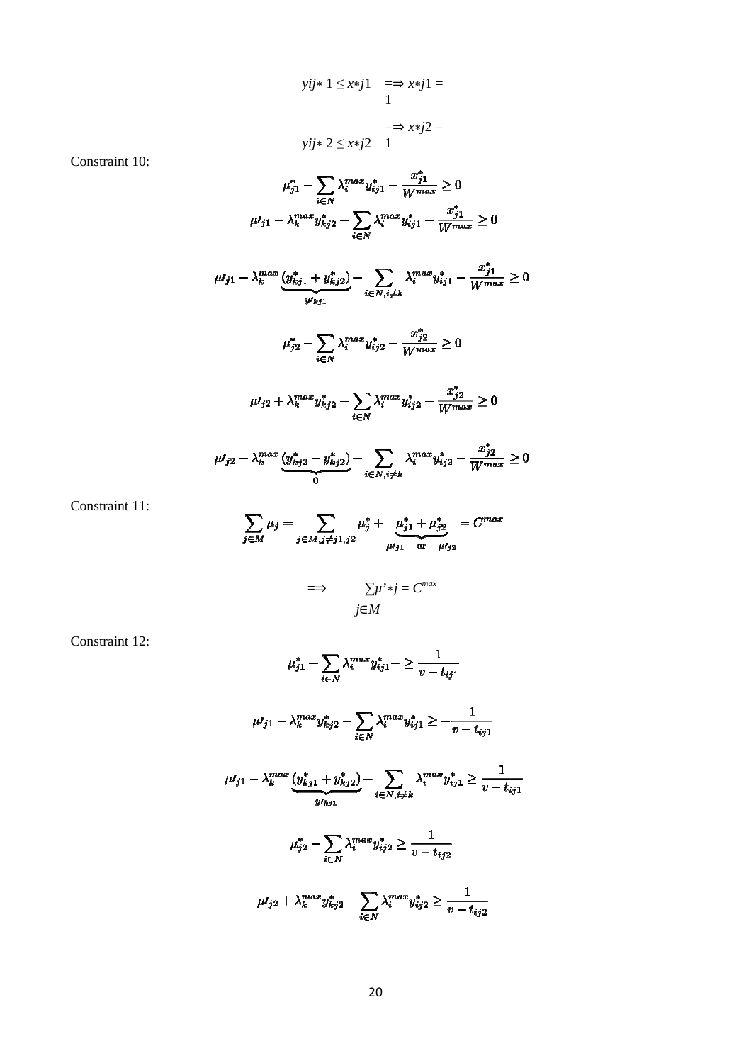$$y_{ij*1} \leq x_{*j1} \implies x_{*j1} = 1$$

$$y_{ij*2} \leq x_{*j2} \implies x_{*j2} = 1$$

Constraint 10:

$$\mu^*_{j1} - \sum_{i \in N} \lambda^{max}_i y^*_{ij1} - \frac{x^*_{j1}}{W^{max}} \geq 0$$

$$\mu\prime_{j1} - \lambda^{max}_k y^*_{kj2} - \sum_{i \in N} \lambda^{max}_i y^*_{ij1} - \frac{x^*_{j1}}{W^{max}} \geq 0$$

$$\mu\prime_{j1} - \lambda^{max}_k \underbrace{(y^*_{kj1} + y^*_{kj2})}_{y\prime_{kj1}} - \sum_{i \in N, i \neq k} \lambda^{max}_i y^*_{ij1} - \frac{x^*_{j1}}{W^{max}} \geq 0$$

$$\mu^*_{j2} - \sum_{i \in N} \lambda^{max}_i y^*_{ij2} - \frac{x^*_{j2}}{W^{max}} \geq 0$$

$$\mu\prime_{j2} + \lambda^{max}_k y^*_{kj2} - \sum_{i \in N} \lambda^{max}_i y^*_{ij2} - \frac{x^*_{j2}}{W^{max}} \geq 0$$

$$\mu\prime_{j2} - \lambda^{max}_k \underbrace{(y^*_{kj2} - y^*_{kj2})}_{0} - \sum_{i \in N, i \neq k} \lambda^{max}_i y^*_{ij2} - \frac{x^*_{j2}}{W^{max}} \geq 0$$

Constraint 11:

$$\sum_{j \in M} \mu_j = \sum_{j \in M, j \neq j1, j2} \mu^*_j + \underbrace{\mu^*_{j1} + \mu^*_{j2}}_{\mu\prime_{j1} \text{ or } \mu\prime_{j2}} = C^{max}$$

$$\implies \sum_{j \in M} \mu'_{*j} = C^{max}$$

Constraint 12:

$$\mu^*_{j1} - \sum_{i \in N} \lambda^{max}_i y^*_{ij1} - \geq \frac{1}{v - t_{ij1}}$$

$$\mu\prime_{j1} - \lambda^{max}_k y^*_{kj2} - \sum_{i \in N} \lambda^{max}_i y^*_{ij1} \geq -\frac{1}{v - t_{ij1}}$$

$$\mu\prime_{j1} - \lambda^{max}_k \underbrace{(y^*_{kj1} + y^*_{kj2})}_{y\prime_{kj1}} - \sum_{i \in N, i \neq k} \lambda^{max}_i y^*_{ij1} \geq \frac{1}{v - t_{ij1}}$$

$$\mu^*_{j2} - \sum_{i \in N} \lambda^{max}_i y^*_{ij2} \geq \frac{1}{v - t_{ij2}}$$

$$\mu\prime_{j2} + \lambda^{max}_k y^*_{kj2} - \sum_{i \in N} \lambda^{max}_i y^*_{ij2} \geq \frac{1}{v - t_{ij2}}$$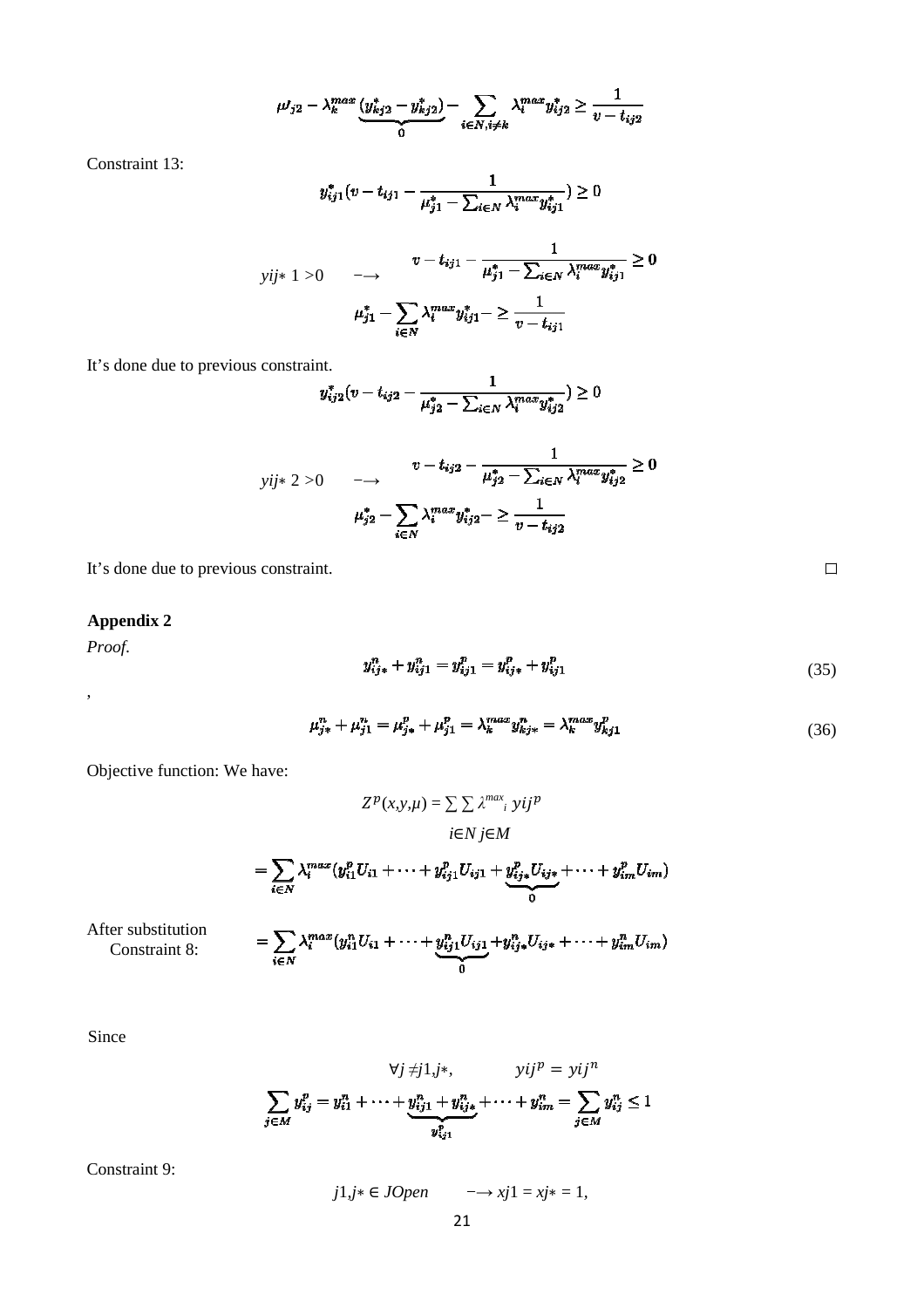$$\mu'_{j2} - \lambda_k^{max} \underbrace{(y_{kj2}^* - y_{kj2}^*)}_{0} - \sum_{i \in N, i \neq k} \lambda_i^{max} y_{ij2}^* \geq \frac{1}{v - t_{ij2}}$$

Constraint 13:

$$y_{ij1}^*(v - t_{ij1} - \frac{1}{\mu_{j1}^* - \sum_{i \in N} \lambda_i^{max} y_{ij1}^*}) \geq 0$$

$y_{ij*1} > 0 \quad \longrightarrow$

$$v - t_{ij1} - \frac{1}{\mu_{j1}^* - \sum_{i \in N} \lambda_i^{max} y_{ij1}^*} \geq 0$$

$$\mu_{j1}^* - \sum_{i \in N} \lambda_i^{max} y_{ij1}^* - \geq \frac{1}{v - t_{ij1}}$$

It's done due to previous constraint.

$$y_{ij2}^*(v - t_{ij2} - \frac{1}{\mu_{j2}^* - \sum_{i \in N} \lambda_i^{max} y_{ij2}^*}) \geq 0$$

$y_{ij*2} > 0 \quad \longrightarrow$

$$v - t_{ij2} - \frac{1}{\mu_{j2}^* - \sum_{i \in N} \lambda_i^{max} y_{ij2}^*} \geq 0$$

$$\mu_{j2}^* - \sum_{i \in N} \lambda_i^{max} y_{ij2}^* - \geq \frac{1}{v - t_{ij2}}$$

It's done due to previous constraint. □

## Appendix 2

*Proof.*

$$y_{ij*}^n + y_{ij1}^n = y_{ij1}^p = y_{ij*}^p + y_{ij1}^p \tag{35}$$

,

$$\mu_{j*}^n + \mu_{j1}^n = \mu_{j*}^p + \mu_{j1}^p = \lambda_k^{max} y_{kj*}^n = \lambda_k^{max} y_{kj1}^p \tag{36}$$

Objective function: We have:

$$Z^p(x,y,\mu) = \sum_{i \in N} \sum_{j \in M} \lambda_i^{max} y_{ij}^p$$

$$= \sum_{i \in N} \lambda_i^{max} (y_{i1}^p U_{i1} + \cdots + y_{ij1}^p U_{ij1} + \underbrace{y_{ij*}^p U_{ij*}}_{0} + \cdots + y_{im}^p U_{im})$$

After substitution Constraint 8:

$$= \sum_{i \in N} \lambda_i^{max} (y_{i1}^n U_{i1} + \cdots + \underbrace{y_{ij1}^n U_{ij1}}_{0} + y_{ij*}^n U_{ij*} + \cdots + y_{im}^n U_{im})$$

Since

$$\forall j \neq j1, j*, \qquad y_{ij}^p = y_{ij}^n$$

$$\sum_{j \in M} y_{ij}^p = y_{i1}^n + \cdots + \underbrace{y_{ij1}^n + y_{ij*}^n}_{y_{ij1}^p} + \cdots + y_{im}^n = \sum_{j \in M} y_{ij}^n \leq 1$$

Constraint 9:

$$j1, j* \in JOpen \qquad \longrightarrow x_{j1} = x_{j*} = 1,$$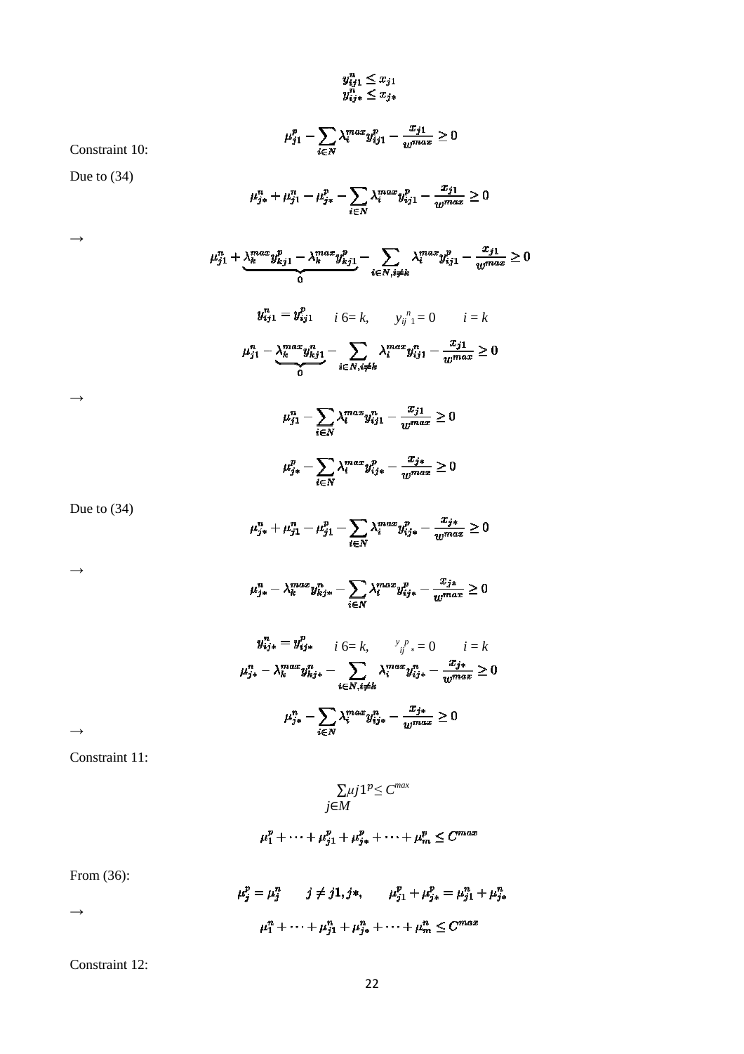$$y^n_{ij1} \le x_{j1}$$
$$y^n_{ij*} \le x_{j*}$$

Constraint 10:

$$\mu^p_{j1} - \sum_{i \in N} \lambda^{max}_i y^p_{ij1} - \frac{x_{j1}}{w^{max}} \ge 0$$

Due to (34)

$$\mu^n_{j*} + \mu^n_{j1} - \mu^p_{j*} - \sum_{i \in N} \lambda^{max}_i y^p_{ij1} - \frac{x_{j1}}{w^{max}} \ge 0$$

→

$$\mu^n_{j1} + \underbrace{\lambda^{max}_k y^p_{kj1} - \lambda^{max}_k y^p_{kj1}}_{0} - \sum_{i \in N, i \ne k} \lambda^{max}_i y^p_{ij1} - \frac{x_{j1}}{w^{max}} \ge 0$$

$$y^n_{ij1} = y^p_{ij1} \qquad i \ne k, \qquad y^n_{ij1} = 0 \qquad i = k$$

$$\mu^n_{j1} - \underbrace{\lambda^{max}_k y^n_{kj1}}_{0} - \sum_{i \in N, i \ne k} \lambda^{max}_i y^n_{ij1} - \frac{x_{j1}}{w^{max}} \ge 0$$

→

$$\mu^n_{j1} - \sum_{i \in N} \lambda^{max}_i y^n_{ij1} - \frac{x_{j1}}{w^{max}} \ge 0$$

$$\mu^p_{j*} - \sum_{i \in N} \lambda^{max}_i y^p_{ij*} - \frac{x_{j*}}{w^{max}} \ge 0$$

Due to (34)

$$\mu^n_{j*} + \mu^n_{j1} - \mu^p_{j1} - \sum_{i \in N} \lambda^{max}_i y^p_{ij*} - \frac{x_{j*}}{w^{max}} \ge 0$$

→

$$\mu^n_{j*} - \lambda^{max}_k y^n_{kj*} - \sum_{i \in N} \lambda^{max}_i y^p_{ij*} - \frac{x_{j*}}{w^{max}} \ge 0$$

$$y^n_{ij*} = y^p_{ij*} \qquad i \ne k, \qquad y^p_{ij*} = 0 \qquad i = k$$

$$\mu^n_{j*} - \lambda^{max}_k y^n_{kj*} - \sum_{i \in N, i \ne k} \lambda^{max}_i y^n_{ij*} - \frac{x_{j*}}{w^{max}} \ge 0$$

→

$$\mu^n_{j*} - \sum_{i \in N} \lambda^{max}_i y^n_{ij*} - \frac{x_{j*}}{w^{max}} \ge 0$$

Constraint 11:

$$\sum_{j \in M} \mu^p_{j1} \le C^{max}$$

$$\mu^p_1 + \cdots + \mu^p_{j1} + \mu^p_{j*} + \cdots + \mu^p_m \le C^{max}$$

From (36):

$$\mu^p_j = \mu^n_j \qquad j \ne j1, j*, \qquad \mu^p_{j1} + \mu^p_{j*} = \mu^n_{j1} + \mu^n_{j*}$$

→

$$\mu^n_1 + \cdots + \mu^n_{j1} + \mu^n_{j*} + \cdots + \mu^n_m \le C^{max}$$

Constraint 12: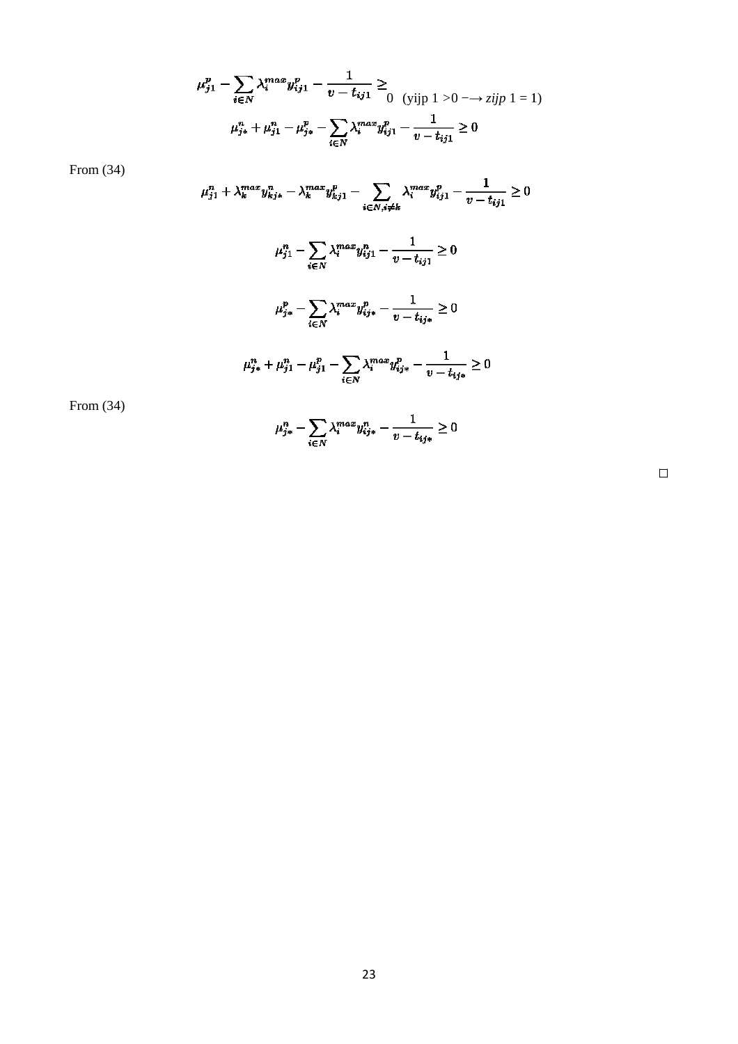$$\mu^{p}_{j1} - \sum_{i \in N} \lambda^{max}_{i} y^{p}_{ij1} - \frac{1}{v - t_{ij1}} \geq 0 \quad (y_{ijp1} > 0 \longrightarrow z_{ijp1} = 1)$$

$$\mu^{n}_{j*} + \mu^{n}_{j1} - \mu^{p}_{j*} - \sum_{i \in N} \lambda^{max}_{i} y^{p}_{ij1} - \frac{1}{v - t_{ij1}} \geq 0$$

From (34)

$$\mu^{n}_{j1} + \lambda^{max}_{k} y^{n}_{kj*} - \lambda^{max}_{k} y^{p}_{kj1} - \sum_{i \in N, i \neq k} \lambda^{max}_{i} y^{p}_{ij1} - \frac{1}{v - t_{ij1}} \geq 0$$

$$\mu^{n}_{j1} - \sum_{i \in N} \lambda^{max}_{i} y^{n}_{ij1} - \frac{1}{v - t_{ij1}} \geq 0$$

$$\mu^{p}_{j*} - \sum_{i \in N} \lambda^{max}_{i} y^{p}_{ij*} - \frac{1}{v - t_{ij*}} \geq 0$$

$$\mu^{n}_{j*} + \mu^{n}_{j1} - \mu^{p}_{j1} - \sum_{i \in N} \lambda^{max}_{i} y^{p}_{ij*} - \frac{1}{v - t_{ij*}} \geq 0$$

From (34)

$$\mu^{n}_{j*} - \sum_{i \in N} \lambda^{max}_{i} y^{n}_{ij*} - \frac{1}{v - t_{ij*}} \geq 0$$

□